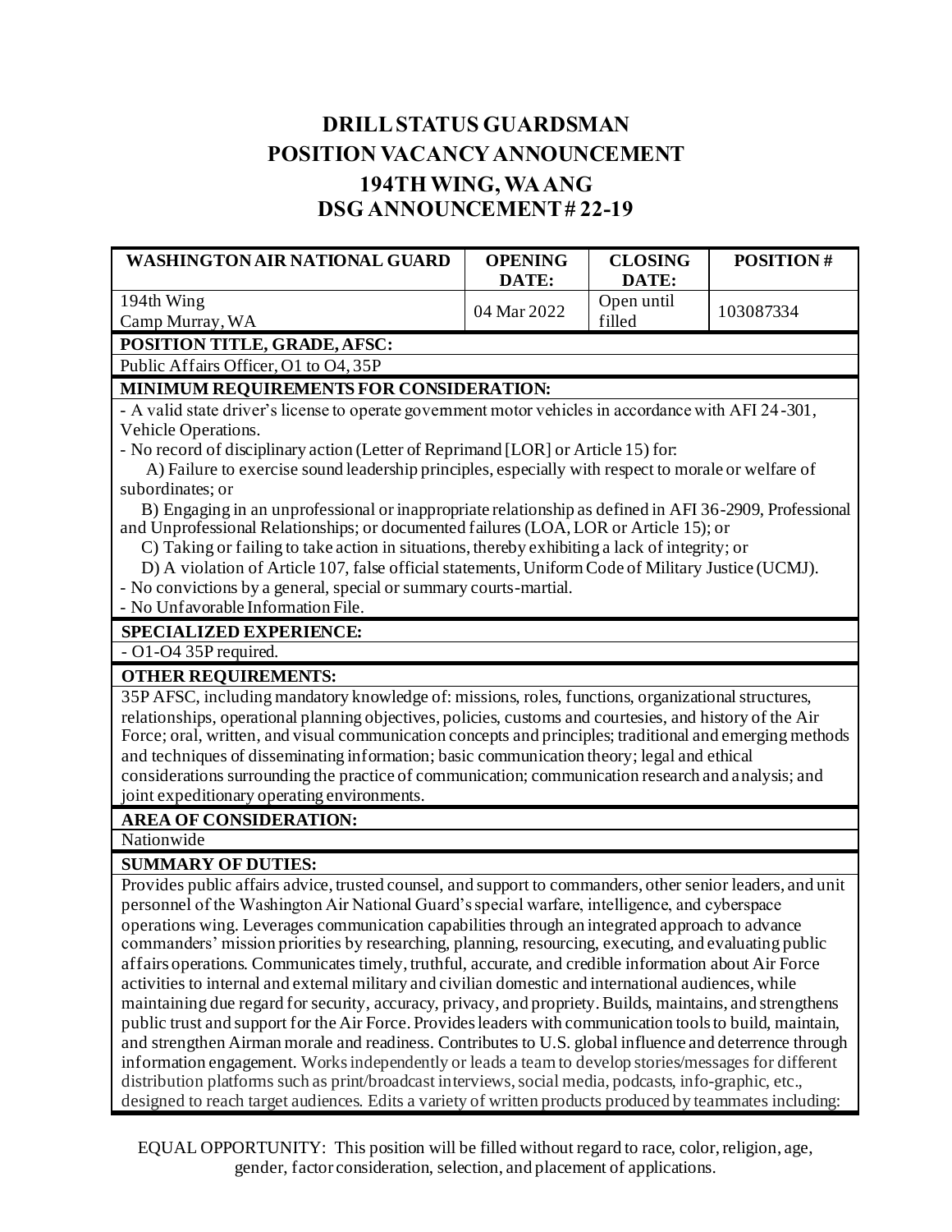# DRILL STATUS GUARDSMAN
# POSITION VACANCY ANNOUNCEMENT
# 194TH WING, WA ANG
# DSG ANNOUNCEMENT # 22-19

| WASHINGTON AIR NATIONAL GUARD | OPENING DATE: | CLOSING DATE: | POSITION # |
|---|---|---|---|
| 194th Wing<br>Camp Murray, WA | 04 Mar 2022 | Open until filled | 103087334 |

**POSITION TITLE, GRADE, AFSC:**

Public Affairs Officer, O1 to O4, 35P

**MINIMUM REQUIREMENTS FOR CONSIDERATION:**

- A valid state driver's license to operate government motor vehicles in accordance with AFI 24-301, Vehicle Operations.
- No record of disciplinary action (Letter of Reprimand [LOR] or Article 15) for:
  - A) Failure to exercise sound leadership principles, especially with respect to morale or welfare of subordinates; or
  - B) Engaging in an unprofessional or inappropriate relationship as defined in AFI 36-2909, Professional and Unprofessional Relationships; or documented failures (LOA, LOR or Article 15); or
  - C) Taking or failing to take action in situations, thereby exhibiting a lack of integrity; or
  - D) A violation of Article 107, false official statements, Uniform Code of Military Justice (UCMJ).
- No convictions by a general, special or summary courts-martial.
- No Unfavorable Information File.

**SPECIALIZED EXPERIENCE:**

- O1-O4 35P required.

**OTHER REQUIREMENTS:**

35P AFSC, including mandatory knowledge of: missions, roles, functions, organizational structures, relationships, operational planning objectives, policies, customs and courtesies, and history of the Air Force; oral, written, and visual communication concepts and principles; traditional and emerging methods and techniques of disseminating information; basic communication theory; legal and ethical considerations surrounding the practice of communication; communication research and analysis; and joint expeditionary operating environments.

**AREA OF CONSIDERATION:**

Nationwide

**SUMMARY OF DUTIES:**

Provides public affairs advice, trusted counsel, and support to commanders, other senior leaders, and unit personnel of the Washington Air National Guard's special warfare, intelligence, and cyberspace operations wing. Leverages communication capabilities through an integrated approach to advance commanders' mission priorities by researching, planning, resourcing, executing, and evaluating public affairs operations. Communicates timely, truthful, accurate, and credible information about Air Force activities to internal and external military and civilian domestic and international audiences, while maintaining due regard for security, accuracy, privacy, and propriety. Builds, maintains, and strengthens public trust and support for the Air Force. Provides leaders with communication tools to build, maintain, and strengthen Airman morale and readiness. Contributes to U.S. global influence and deterrence through information engagement. Works independently or leads a team to develop stories/messages for different distribution platforms such as print/broadcast interviews, social media, podcasts, info-graphic, etc., designed to reach target audiences. Edits a variety of written products produced by teammates including:

EQUAL OPPORTUNITY: This position will be filled without regard to race, color, religion, age, gender, factor consideration, selection, and placement of applications.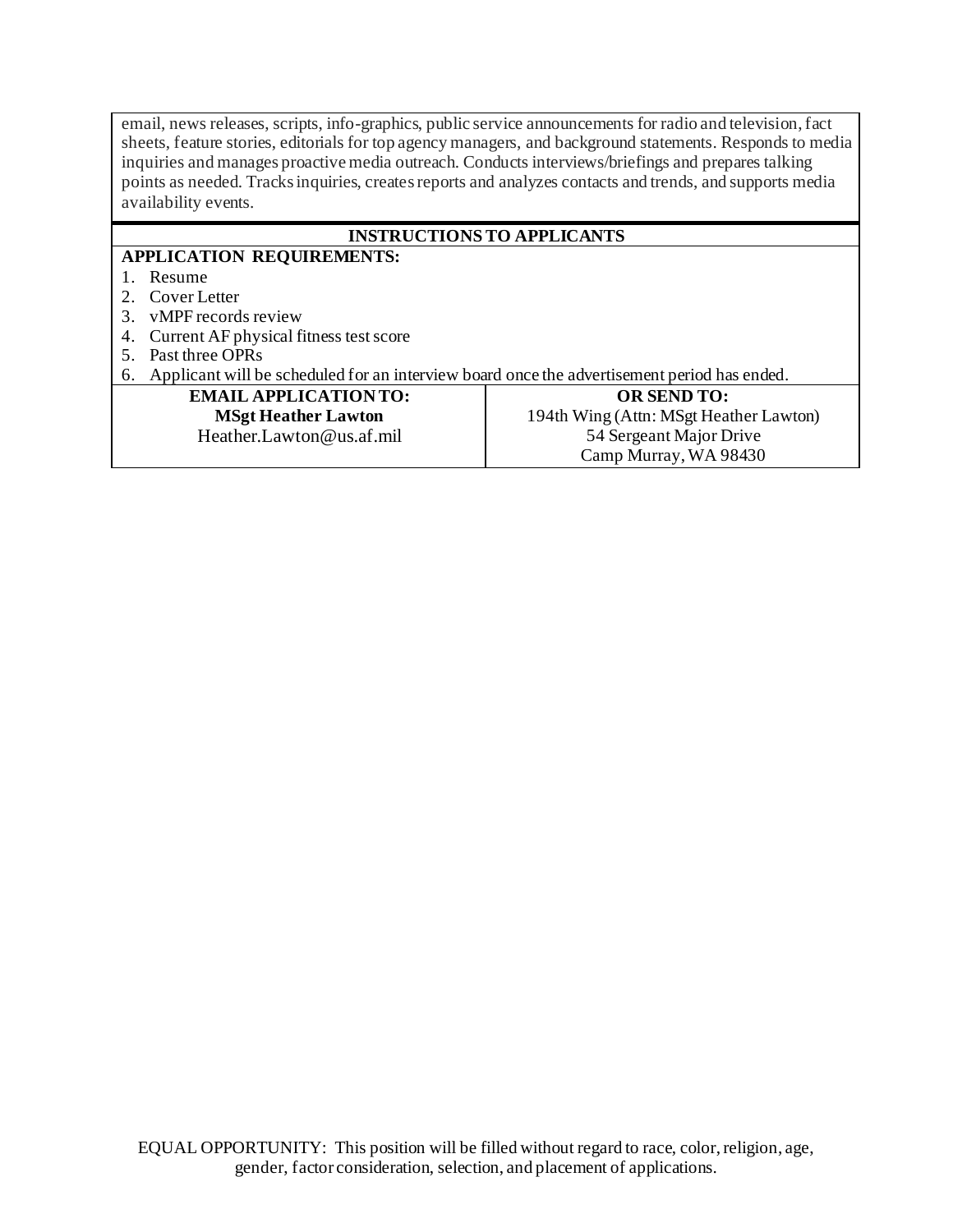email, news releases, scripts, info-graphics, public service announcements for radio and television, fact sheets, feature stories, editorials for top agency managers, and background statements. Responds to media inquiries and manages proactive media outreach. Conducts interviews/briefings and prepares talking points as needed. Tracks inquiries, creates reports and analyzes contacts and trends, and supports media availability events.

## INSTRUCTIONS TO APPLICANTS

**APPLICATION REQUIREMENTS:**

1. Resume
2. Cover Letter
3. vMPF records review
4. Current AF physical fitness test score
5. Past three OPRs
6. Applicant will be scheduled for an interview board once the advertisement period has ended.

| **EMAIL APPLICATION TO:** | **OR SEND TO:** |
|---|---|
| **MSgt Heather Lawton**<br>Heather.Lawton@us.af.mil | 194th Wing (Attn: MSgt Heather Lawton)<br>54 Sergeant Major Drive<br>Camp Murray, WA 98430 |

EQUAL OPPORTUNITY: This position will be filled without regard to race, color, religion, age, gender, factor consideration, selection, and placement of applications.